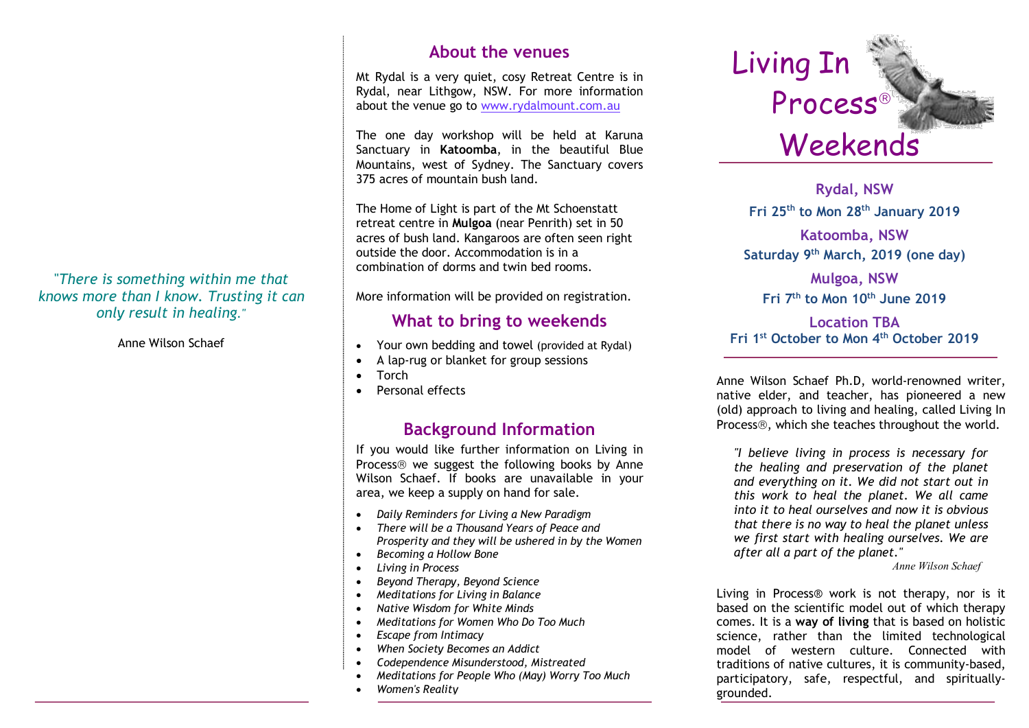*"There is something within me that knows more than I know. Trusting it can only result in healing."*

Anne Wilson Schaef

## About the venues

Mt Rydal is a very quiet, cosy Retreat Centre is in Rydal, near Lithgow, NSW. For more information about the venue go to www.rydalmount.com.au

The one day workshop will be held at Karuna Sanctuary in **Katoomba**, in the beautiful Blue Mountains, west of Sydney. The Sanctuary covers 375 acres of mountain bush land.

The Home of Light is part of the Mt Schoenstatt retreat centre in **Mulgoa** (near Penrith) set in 50 acres of bush land. Kangaroos are often seen right outside the door. Accommodation is in a combination of dorms and twin bed rooms.

More information will be provided on registration.

## What to bring to weekends

- Your own bedding and towel (provided at Rydal)
- A lap-rug or blanket for group sessions
- Torch
- Personal effects

## Background Information

If you would like further information on Living in Process® we suggest the following books by Anne Wilson Schaef. If books are unavailable in your area, we keep a supply on hand for sale.

- *Daily Reminders for Living a New Paradigm*
- *There will be a Thousand Years of Peace and Prosperity and they will be ushered in by the Women*
- *Becoming a Hollow Bone*
- *Living in Process*
- *Beyond Therapy, Beyond Science*
- *Meditations for Living in Balance*
- *Native Wisdom for White Minds*
- *Meditations for Women Who Do Too Much*
- *Escape from Intimacy*
- *When Society Becomes an Addict*
- *Codependence Misunderstood, Mistreated*
- *Meditations for People Who (May) Worry Too Much*
- *Women's Reality*

# Living In Process® Weekends

**Rydal, NSW**
**Fri 25th to Mon 28th January 2019**

**Katoomba, NSW**
**Saturday 9th March, 2019 (one day)**

**Mulgoa, NSW**
**Fri 7th to Mon 10th June 2019**

**Location TBA**
**Fri 1st October to Mon 4th October 2019**

Anne Wilson Schaef Ph.D, world-renowned writer, native elder, and teacher, has pioneered a new (old) approach to living and healing, called Living In Process®, which she teaches throughout the world.

*"I believe living in process is necessary for the healing and preservation of the planet and everything on it. We did not start out in this work to heal the planet. We all came into it to heal ourselves and now it is obvious that there is no way to heal the planet unless we first start with healing ourselves. We are after all a part of the planet."*

*Anne Wilson Schaef*

Living in Process® work is not therapy, nor is it based on the scientific model out of which therapy comes. It is a **way of living** that is based on holistic science, rather than the limited technological model of western culture. Connected with traditions of native cultures, it is community-based, participatory, safe, respectful, and spiritually-grounded.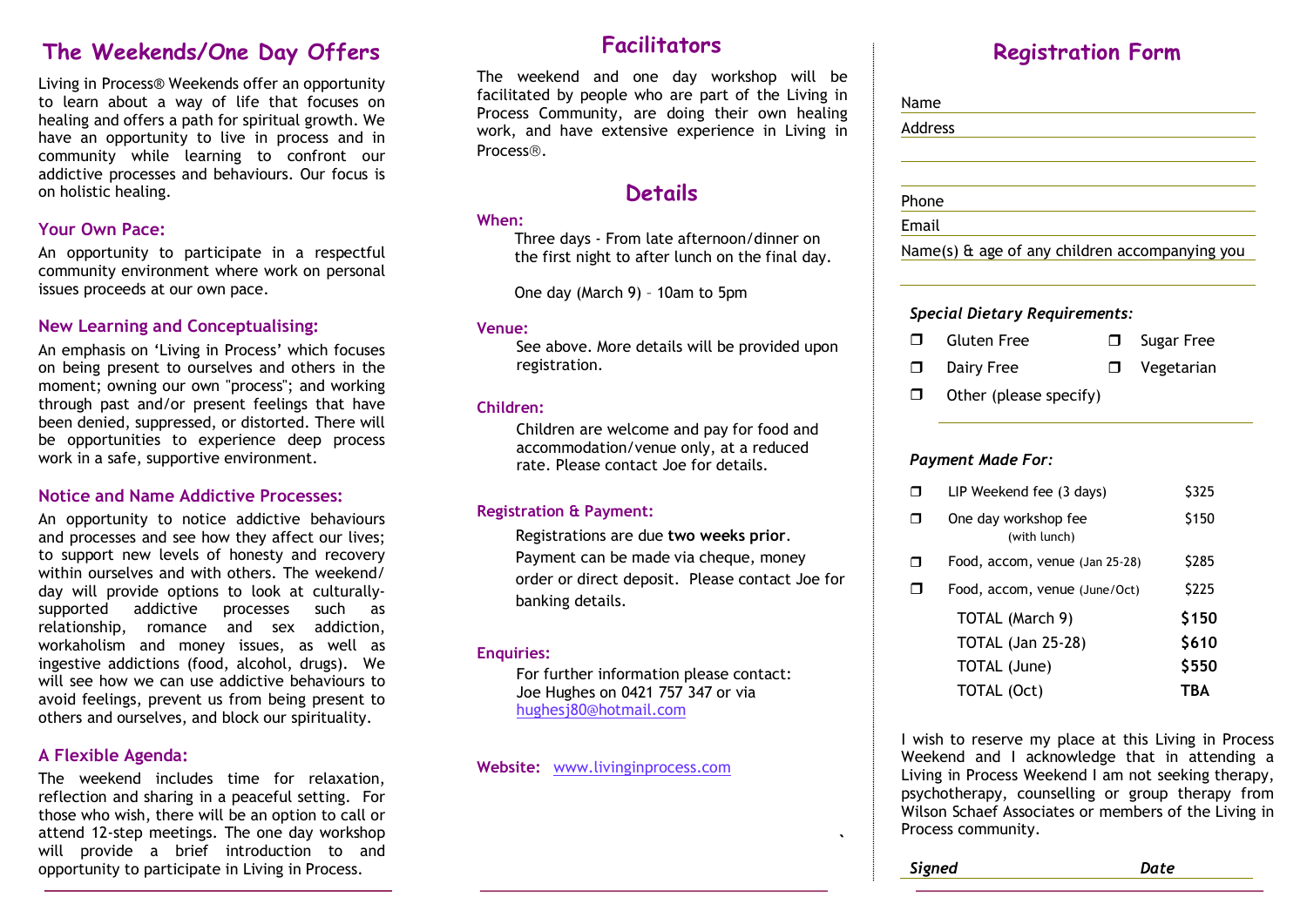## The Weekends/One Day Offers

Living in Process® Weekends offer an opportunity to learn about a way of life that focuses on healing and offers a path for spiritual growth. We have an opportunity to live in process and in community while learning to confront our addictive processes and behaviours. Our focus is on holistic healing.

### Your Own Pace:

An opportunity to participate in a respectful community environment where work on personal issues proceeds at our own pace.

### New Learning and Conceptualising:

An emphasis on 'Living in Process' which focuses on being present to ourselves and others in the moment; owning our own "process"; and working through past and/or present feelings that have been denied, suppressed, or distorted. There will be opportunities to experience deep process work in a safe, supportive environment.

### Notice and Name Addictive Processes:

An opportunity to notice addictive behaviours and processes and see how they affect our lives; to support new levels of honesty and recovery within ourselves and with others. The weekend/day will provide options to look at culturally-supported addictive processes such as relationship, romance and sex addiction, workaholism and money issues, as well as ingestive addictions (food, alcohol, drugs). We will see how we can use addictive behaviours to avoid feelings, prevent us from being present to others and ourselves, and block our spirituality.

### A Flexible Agenda:

The weekend includes time for relaxation, reflection and sharing in a peaceful setting. For those who wish, there will be an option to call or attend 12-step meetings. The one day workshop will provide a brief introduction to and opportunity to participate in Living in Process.

## Facilitators

The weekend and one day workshop will be facilitated by people who are part of the Living in Process Community, are doing their own healing work, and have extensive experience in Living in Process®.

## Details

**When:**

Three days - From late afternoon/dinner on the first night to after lunch on the final day.

One day (March 9) – 10am to 5pm

**Venue:**

See above. More details will be provided upon registration.

**Children:**

Children are welcome and pay for food and accommodation/venue only, at a reduced rate. Please contact Joe for details.

**Registration & Payment:**

Registrations are due **two weeks prior**. Payment can be made via cheque, money order or direct deposit. Please contact Joe for banking details.

**Enquiries:**

For further information please contact:
Joe Hughes on 0421 757 347 or via
hughesj80@hotmail.com

**Website:** www.livinginprocess.com

## Registration Form

Name

Address

Phone

Email

Name(s) & age of any children accompanying you

*Special Dietary Requirements:*

- ❒ Gluten Free
- ❒ Sugar Free
- ❒ Dairy Free
- ❒ Vegetarian
- ❒ Other (please specify)

*Payment Made For:*

| | | |
|---|---|---|
| ❒ | LIP Weekend fee (3 days) | $325 |
| ❒ | One day workshop fee (with lunch) | $150 |
| ❒ | Food, accom, venue (Jan 25-28) | $285 |
| ❒ | Food, accom, venue (June/Oct) | $225 |
| | TOTAL (March 9) | **$150** |
| | TOTAL (Jan 25-28) | **$610** |
| | TOTAL (June) | **$550** |
| | TOTAL (Oct) | **TBA** |

I wish to reserve my place at this Living in Process Weekend and I acknowledge that in attending a Living in Process Weekend I am not seeking therapy, psychotherapy, counselling or group therapy from Wilson Schaef Associates or members of the Living in Process community.

*Signed* *Date*